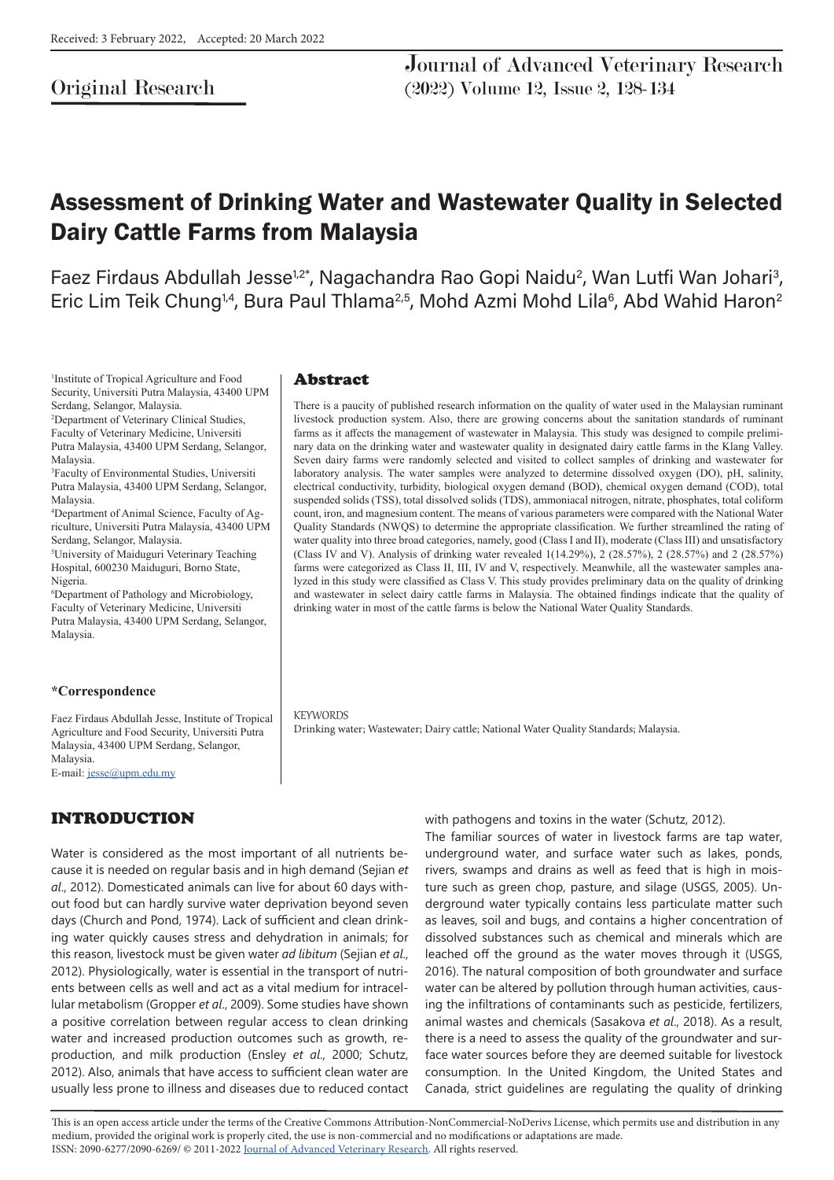Received: 3 February 2022, Accepted: 20 March 2022

Original Research

# Assessment of Drinking Water and Wastewater Quality in Selected Dairy Cattle Farms from Malaysia

Faez Firdaus Abdullah Jesse[1,2*], Nagachandra Rao Gopi Naidu[2], Wan Lutfi Wan Johari[3], Eric Lim Teik Chung[1,4], Bura Paul Thlama[2,5], Mohd Azmi Mohd Lila[6], Abd Wahid Haron[2]

[1]Institute of Tropical Agriculture and Food Security, Universiti Putra Malaysia, 43400 UPM Serdang, Selangor, Malaysia.
[2]Department of Veterinary Clinical Studies, Faculty of Veterinary Medicine, Universiti Putra Malaysia, 43400 UPM Serdang, Selangor, Malaysia.
[3]Faculty of Environmental Studies, Universiti Putra Malaysia, 43400 UPM Serdang, Selangor, Malaysia.
[4]Department of Animal Science, Faculty of Agriculture, Universiti Putra Malaysia, 43400 UPM Serdang, Selangor, Malaysia.
[5]University of Maiduguri Veterinary Teaching Hospital, 600230 Maiduguri, Borno State, Nigeria.
[6]Department of Pathology and Microbiology, Faculty of Veterinary Medicine, Universiti Putra Malaysia, 43400 UPM Serdang, Selangor, Malaysia.

**\*Correspondence**

Faez Firdaus Abdullah Jesse, Institute of Tropical Agriculture and Food Security, Universiti Putra Malaysia, 43400 UPM Serdang, Selangor, Malaysia.
E-mail: jesse@upm.edu.my

## Abstract

There is a paucity of published research information on the quality of water used in the Malaysian ruminant livestock production system. Also, there are growing concerns about the sanitation standards of ruminant farms as it affects the management of wastewater in Malaysia. This study was designed to compile preliminary data on the drinking water and wastewater quality in designated dairy cattle farms in the Klang Valley. Seven dairy farms were randomly selected and visited to collect samples of drinking and wastewater for laboratory analysis. The water samples were analyzed to determine dissolved oxygen (DO), pH, salinity, electrical conductivity, turbidity, biological oxygen demand (BOD), chemical oxygen demand (COD), total suspended solids (TSS), total dissolved solids (TDS), ammoniacal nitrogen, nitrate, phosphates, total coliform count, iron, and magnesium content. The means of various parameters were compared with the National Water Quality Standards (NWQS) to determine the appropriate classification. We further streamlined the rating of water quality into three broad categories, namely, good (Class I and II), moderate (Class III) and unsatisfactory (Class IV and V). Analysis of drinking water revealed 1(14.29%), 2 (28.57%), 2 (28.57%) and 2 (28.57%) farms were categorized as Class II, III, IV and V, respectively. Meanwhile, all the wastewater samples analyzed in this study were classified as Class V. This study provides preliminary data on the quality of drinking and wastewater in select dairy cattle farms in Malaysia. The obtained findings indicate that the quality of drinking water in most of the cattle farms is below the National Water Quality Standards.

KEYWORDS
Drinking water; Wastewater; Dairy cattle; National Water Quality Standards; Malaysia.

## INTRODUCTION

Water is considered as the most important of all nutrients because it is needed on regular basis and in high demand (Sejian *et al*., 2012). Domesticated animals can live for about 60 days without food but can hardly survive water deprivation beyond seven days (Church and Pond, 1974). Lack of sufficient and clean drinking water quickly causes stress and dehydration in animals; for this reason, livestock must be given water *ad libitum* (Sejian *et al*., 2012). Physiologically, water is essential in the transport of nutrients between cells as well and act as a vital medium for intracellular metabolism (Gropper *et al*., 2009). Some studies have shown a positive correlation between regular access to clean drinking water and increased production outcomes such as growth, reproduction, and milk production (Ensley *et al*., 2000; Schutz, 2012). Also, animals that have access to sufficient clean water are usually less prone to illness and diseases due to reduced contact with pathogens and toxins in the water (Schutz, 2012).

The familiar sources of water in livestock farms are tap water, underground water, and surface water such as lakes, ponds, rivers, swamps and drains as well as feed that is high in moisture such as green chop, pasture, and silage (USGS, 2005). Underground water typically contains less particulate matter such as leaves, soil and bugs, and contains a higher concentration of dissolved substances such as chemical and minerals which are leached off the ground as the water moves through it (USGS, 2016). The natural composition of both groundwater and surface water can be altered by pollution through human activities, causing the infiltrations of contaminants such as pesticide, fertilizers, animal wastes and chemicals (Sasakova *et al*., 2018). As a result, there is a need to assess the quality of the groundwater and surface water sources before they are deemed suitable for livestock consumption. In the United Kingdom, the United States and Canada, strict guidelines are regulating the quality of drinking

This is an open access article under the terms of the Creative Commons Attribution-NonCommercial-NoDerivs License, which permits use and distribution in any medium, provided the original work is properly cited, the use is non-commercial and no modifications or adaptations are made.
ISSN: 2090-6277/2090-6269/ © 2011-2022 Journal of Advanced Veterinary Research. All rights reserved.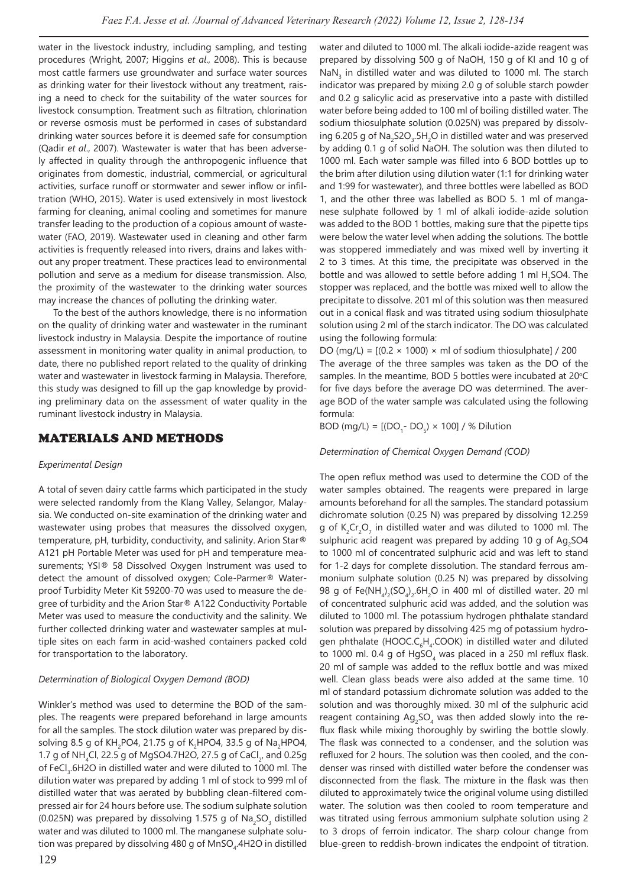water in the livestock industry, including sampling, and testing procedures (Wright, 2007; Higgins *et al*., 2008). This is because most cattle farmers use groundwater and surface water sources as drinking water for their livestock without any treatment, raising a need to check for the suitability of the water sources for livestock consumption. Treatment such as filtration, chlorination or reverse osmosis must be performed in cases of substandard drinking water sources before it is deemed safe for consumption (Qadir *et al*., 2007). Wastewater is water that has been adversely affected in quality through the anthropogenic influence that originates from domestic, industrial, commercial, or agricultural activities, surface runoff or stormwater and sewer inflow or infiltration (WHO, 2015). Water is used extensively in most livestock farming for cleaning, animal cooling and sometimes for manure transfer leading to the production of a copious amount of wastewater (FAO, 2019). Wastewater used in cleaning and other farm activities is frequently released into rivers, drains and lakes without any proper treatment. These practices lead to environmental pollution and serve as a medium for disease transmission. Also, the proximity of the wastewater to the drinking water sources may increase the chances of polluting the drinking water.

To the best of the authors knowledge, there is no information on the quality of drinking water and wastewater in the ruminant livestock industry in Malaysia. Despite the importance of routine assessment in monitoring water quality in animal production, to date, there no published report related to the quality of drinking water and wastewater in livestock farming in Malaysia. Therefore, this study was designed to fill up the gap knowledge by providing preliminary data on the assessment of water quality in the ruminant livestock industry in Malaysia.

## MATERIALS AND METHODS

### *Experimental Design*

A total of seven dairy cattle farms which participated in the study were selected randomly from the Klang Valley, Selangor, Malaysia. We conducted on-site examination of the drinking water and wastewater using probes that measures the dissolved oxygen, temperature, pH, turbidity, conductivity, and salinity. Arion Star® A121 pH Portable Meter was used for pH and temperature measurements; YSI® 58 Dissolved Oxygen Instrument was used to detect the amount of dissolved oxygen; Cole-Parmer® Waterproof Turbidity Meter Kit 59200-70 was used to measure the degree of turbidity and the Arion Star® A122 Conductivity Portable Meter was used to measure the conductivity and the salinity. We further collected drinking water and wastewater samples at multiple sites on each farm in acid-washed containers packed cold for transportation to the laboratory.

### *Determination of Biological Oxygen Demand (BOD)*

Winkler's method was used to determine the BOD of the samples. The reagents were prepared beforehand in large amounts for all the samples. The stock dilution water was prepared by dissolving 8.5 g of $KH_2PO4$, 21.75 g of $K_2HPO4$, 33.5 g of $Na_2HPO4$, 1.7 g of $NH_4Cl$, 22.5 g of MgSO4.7H2O, 27.5 g of $CaCl_2$, and 0.25g of $FeCl_3.6H2O$ in distilled water and were diluted to 1000 ml. The dilution water was prepared by adding 1 ml of stock to 999 ml of distilled water that was aerated by bubbling clean-filtered compressed air for 24 hours before use. The sodium sulphate solution (0.025N) was prepared by dissolving 1.575 g of $Na_2SO_3$ distilled water and was diluted to 1000 ml. The manganese sulphate solution was prepared by dissolving 480 g of $MnSO_4.4H2O$ in distilled water and diluted to 1000 ml. The alkali iodide-azide reagent was prepared by dissolving 500 g of NaOH, 150 g of KI and 10 g of $NaN_3$ in distilled water and was diluted to 1000 ml. The starch indicator was prepared by mixing 2.0 g of soluble starch powder and 0.2 g salicylic acid as preservative into a paste with distilled water before being added to 100 ml of boiling distilled water. The sodium thiosulphate solution (0.025N) was prepared by dissolving 6.205 g of $Na_2S2O_3.5H_2O$ in distilled water and was preserved by adding 0.1 g of solid NaOH. The solution was then diluted to 1000 ml. Each water sample was filled into 6 BOD bottles up to the brim after dilution using dilution water (1:1 for drinking water and 1:99 for wastewater), and three bottles were labelled as BOD 1, and the other three was labelled as BOD 5. 1 ml of manganese sulphate followed by 1 ml of alkali iodide-azide solution was added to the BOD 1 bottles, making sure that the pipette tips were below the water level when adding the solutions. The bottle was stoppered immediately and was mixed well by inverting it 2 to 3 times. At this time, the precipitate was observed in the bottle and was allowed to settle before adding 1 ml $H_2SO4$. The stopper was replaced, and the bottle was mixed well to allow the precipitate to dissolve. 201 ml of this solution was then measured out in a conical flask and was titrated using sodium thiosulphate solution using 2 ml of the starch indicator. The DO was calculated using the following formula:

DO (mg/L) = [(0.2 × 1000) × ml of sodium thiosulphate] / 200

The average of the three samples was taken as the DO of the samples. In the meantime, BOD 5 bottles were incubated at 20°C for five days before the average DO was determined. The average BOD of the water sample was calculated using the following formula:

BOD (mg/L) = [($DO_1$ - $DO_5$) × 100] / % Dilution

### *Determination of Chemical Oxygen Demand (COD)*

The open reflux method was used to determine the COD of the water samples obtained. The reagents were prepared in large amounts beforehand for all the samples. The standard potassium dichromate solution (0.25 N) was prepared by dissolving 12.259 g of $K_2Cr_2O_7$ in distilled water and was diluted to 1000 ml. The sulphuric acid reagent was prepared by adding 10 g of $Ag_2SO4$ to 1000 ml of concentrated sulphuric acid and was left to stand for 1-2 days for complete dissolution. The standard ferrous ammonium sulphate solution (0.25 N) was prepared by dissolving 98 g of $Fe(NH_4)_2(SO_4)_2.6H_2O$ in 400 ml of distilled water. 20 ml of concentrated sulphuric acid was added, and the solution was diluted to 1000 ml. The potassium hydrogen phthalate standard solution was prepared by dissolving 425 mg of potassium hydrogen phthalate ($HOOC.C_6H_4.COOK$) in distilled water and diluted to 1000 ml. 0.4 g of $HgSO_4$ was placed in a 250 ml reflux flask. 20 ml of sample was added to the reflux bottle and was mixed well. Clean glass beads were also added at the same time. 10 ml of standard potassium dichromate solution was added to the solution and was thoroughly mixed. 30 ml of the sulphuric acid reagent containing $Ag_2SO_4$ was then added slowly into the reflux flask while mixing thoroughly by swirling the bottle slowly. The flask was connected to a condenser, and the solution was refluxed for 2 hours. The solution was then cooled, and the condenser was rinsed with distilled water before the condenser was disconnected from the flask. The mixture in the flask was then diluted to approximately twice the original volume using distilled water. The solution was then cooled to room temperature and was titrated using ferrous ammonium sulphate solution using 2 to 3 drops of ferroin indicator. The sharp colour change from blue-green to reddish-brown indicates the endpoint of titration.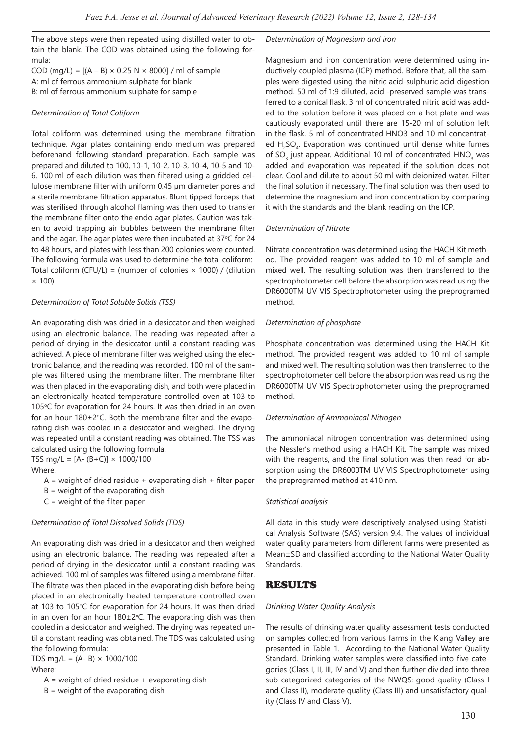The above steps were then repeated using distilled water to obtain the blank. The COD was obtained using the following formula:

COD (mg/L) = $[(A - B) \times 0.25\ N \times 8000]$ / ml of sample

A: ml of ferrous ammonium sulphate for blank

B: ml of ferrous ammonium sulphate for sample

*Determination of Total Coliform*

Total coliform was determined using the membrane filtration technique. Agar plates containing endo medium was prepared beforehand following standard preparation. Each sample was prepared and diluted to 100, 10-1, 10-2, 10-3, 10-4, 10-5 and 10-6. 100 ml of each dilution was then filtered using a gridded cellulose membrane filter with uniform 0.45 µm diameter pores and a sterile membrane filtration apparatus. Blunt tipped forceps that was sterilised through alcohol flaming was then used to transfer the membrane filter onto the endo agar plates. Caution was taken to avoid trapping air bubbles between the membrane filter and the agar. The agar plates were then incubated at 37°C for 24 to 48 hours, and plates with less than 200 colonies were counted. The following formula was used to determine the total coliform:

Total coliform (CFU/L) = (number of colonies × 1000) / (dilution × 100).

*Determination of Total Soluble Solids (TSS)*

An evaporating dish was dried in a desiccator and then weighed using an electronic balance. The reading was repeated after a period of drying in the desiccator until a constant reading was achieved. A piece of membrane filter was weighed using the electronic balance, and the reading was recorded. 100 ml of the sample was filtered using the membrane filter. The membrane filter was then placed in the evaporating dish, and both were placed in an electronically heated temperature-controlled oven at 103 to 105°C for evaporation for 24 hours. It was then dried in an oven for an hour 180±2°C. Both the membrane filter and the evaporating dish was cooled in a desiccator and weighed. The drying was repeated until a constant reading was obtained. The TSS was calculated using the following formula:

TSS mg/L = $[A - (B+C)] \times 1000/100$

Where:

- A = weight of dried residue + evaporating dish + filter paper
- B = weight of the evaporating dish
- C = weight of the filter paper

*Determination of Total Dissolved Solids (TDS)*

An evaporating dish was dried in a desiccator and then weighed using an electronic balance. The reading was repeated after a period of drying in the desiccator until a constant reading was achieved. 100 ml of samples was filtered using a membrane filter. The filtrate was then placed in the evaporating dish before being placed in an electronically heated temperature-controlled oven at 103 to 105°C for evaporation for 24 hours. It was then dried in an oven for an hour 180±2°C. The evaporating dish was then cooled in a desiccator and weighed. The drying was repeated until a constant reading was obtained. The TDS was calculated using the following formula:

TDS mg/L = $(A - B) \times 1000/100$

Where:

- A = weight of dried residue + evaporating dish
- B = weight of the evaporating dish

*Determination of Magnesium and Iron*

Magnesium and iron concentration were determined using inductively coupled plasma (ICP) method. Before that, all the samples were digested using the nitric acid-sulphuric acid digestion method. 50 ml of 1:9 diluted, acid -preserved sample was transferred to a conical flask. 3 ml of concentrated nitric acid was added to the solution before it was placed on a hot plate and was cautiously evaporated until there are 15-20 ml of solution left in the flask. 5 ml of concentrated HNO3 and 10 ml concentrated $H_2SO_4$. Evaporation was continued until dense white fumes of $SO_3$ just appear. Additional 10 ml of concentrated $HNO_3$ was added and evaporation was repeated if the solution does not clear. Cool and dilute to about 50 ml with deionized water. Filter the final solution if necessary. The final solution was then used to determine the magnesium and iron concentration by comparing it with the standards and the blank reading on the ICP.

*Determination of Nitrate*

Nitrate concentration was determined using the HACH Kit method. The provided reagent was added to 10 ml of sample and mixed well. The resulting solution was then transferred to the spectrophotometer cell before the absorption was read using the DR6000TM UV VIS Spectrophotometer using the preprogramed method.

*Determination of phosphate*

Phosphate concentration was determined using the HACH Kit method. The provided reagent was added to 10 ml of sample and mixed well. The resulting solution was then transferred to the spectrophotometer cell before the absorption was read using the DR6000TM UV VIS Spectrophotometer using the preprogramed method.

*Determination of Ammoniacal Nitrogen*

The ammoniacal nitrogen concentration was determined using the Nessler's method using a HACH Kit. The sample was mixed with the reagents, and the final solution was then read for absorption using the DR6000TM UV VIS Spectrophotometer using the preprogramed method at 410 nm.

*Statistical analysis*

All data in this study were descriptively analysed using Statistical Analysis Software (SAS) version 9.4. The values of individual water quality parameters from different farms were presented as Mean±SD and classified according to the National Water Quality Standards.

## RESULTS

*Drinking Water Quality Analysis*

The results of drinking water quality assessment tests conducted on samples collected from various farms in the Klang Valley are presented in Table 1. According to the National Water Quality Standard. Drinking water samples were classified into five categories (Class I, II, III, IV and V) and then further divided into three sub categorized categories of the NWQS: good quality (Class I and Class II), moderate quality (Class III) and unsatisfactory quality (Class IV and Class V).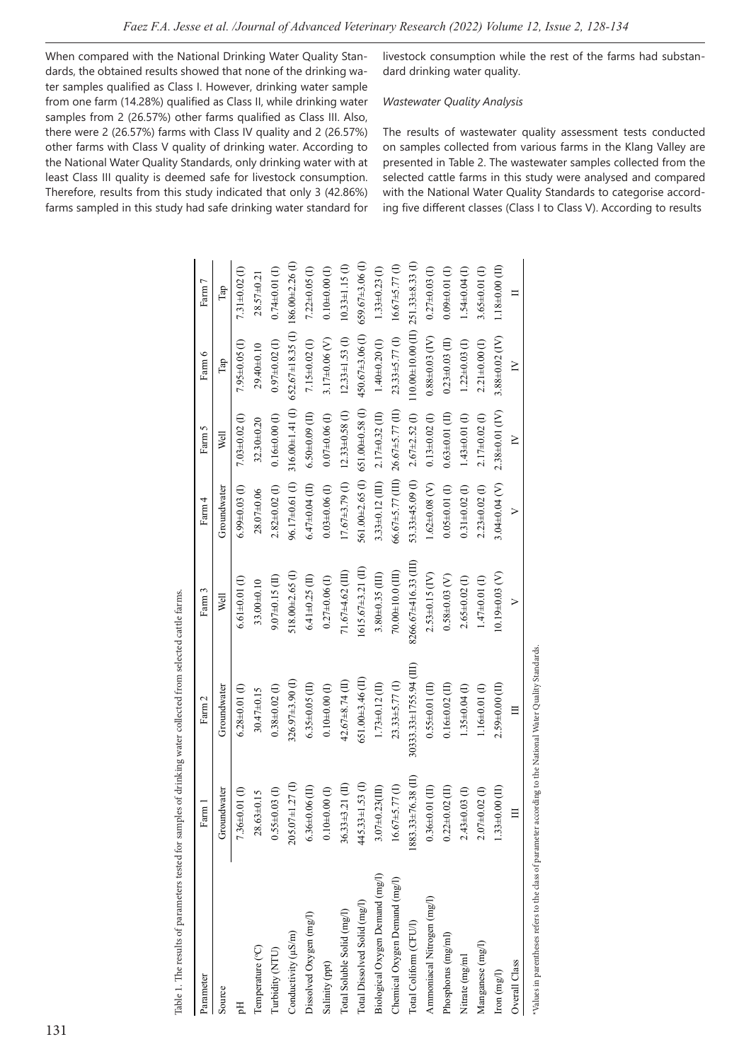When compared with the National Drinking Water Quality Standards, the obtained results showed that none of the drinking water samples qualified as Class I. However, drinking water sample from one farm (14.28%) qualified as Class II, while drinking water samples from 2 (26.57%) other farms qualified as Class III. Also, there were 2 (26.57%) farms with Class IV quality and 2 (26.57%) other farms with Class V quality of drinking water. According to the National Water Quality Standards, only drinking water with at least Class III quality is deemed safe for livestock consumption. Therefore, results from this study indicated that only 3 (42.86%) farms sampled in this study had safe drinking water standard for livestock consumption while the rest of the farms had substandard drinking water quality.

*Wastewater Quality Analysis*

The results of wastewater quality assessment tests conducted on samples collected from various farms in the Klang Valley are presented in Table 2. The wastewater samples collected from the selected cattle farms in this study were analysed and compared with the National Water Quality Standards to categorise according five different classes (Class I to Class V). According to results

Table 1. The results of parameters tested for samples of drinking water collected from selected cattle farms.

| Parameter | Farm 1 | Farm 2 | Farm 3 | Farm 4 | Farm 5 | Farm 6 | Farm 7 |
|---|---|---|---|---|---|---|---|
| Source | Groundwater | Groundwater | Well | Groundwater | Well | Tap | Tap |
| pH | 7.36±0.01 (I) | 6.28±0.01 (I) | 6.61±0.01 (I) | 6.99±0.03 (I) | 7.03±0.02 (I) | 7.95±0.05 (I) | 7.31±0.02 (I) |
| Temperature (°C) | 28.63±0.15 | 30.47±0.15 | 33.00±0.10 | 28.07±0.06 | 32.30±0.20 | 29.40±0.10 | 28.57±0.21 |
| Turbidity (NTU) | 0.55±0.03 (I) | 0.38±0.02 (I) | 9.07±0.15 (II) | 2.82±0.02 (I) | 0.16±0.00 (I) | 0.97±0.02 (I) | 0.74±0.01 (I) |
| Conductivity (µS/m) | 205.07±1.27 (I) | 326.97±3.90 (I) | 518.00±2.65 (I) | 96.17±0.61 (I) | 316.00±1.41 (I) | 652.67±18.35 (I) | 186.00±2.26 (I) |
| Dissolved Oxygen (mg/l) | 6.36±0.06 (II) | 6.35±0.05 (II) | 6.41±0.25 (II) | 6.47±0.04 (II) | 6.50±0.09 (II) | 7.15±0.02 (I) | 7.22±0.05 (I) |
| Salinity (ppt) | 0.10±0.00 (I) | 0.10±0.00 (I) | 0.27±0.06 (I) | 0.03±0.06 (I) | 0.07±0.06 (I) | 3.17±0.06 (V) | 0.10±0.00 (I) |
| Total Soluble Solid (mg/l) | 36.33±3.21 (II) | 42.67±8.74 (II) | 71.67±4.62 (III) | 17.67±3.79 (I) | 12.33±0.58 (I) | 12.33±1.53 (I) | 10.33±1.15 (I) |
| Total Dissolved Solid (mg/l) | 445.33±1.53 (I) | 651.00±3.46 (II) | 1615.67±3.21 (II) | 561.00±2.65 (I) | 651.00±0.58 (I) | 450.67±3.06 (I) | 659.67±3.06 (I) |
| Biological Oxygen Demand (mg/l) | 3.07±0.23(III) | 1.73±0.12 (II) | 3.80±0.35 (III) | 3.33±0.12 (III) | 2.17±0.32 (II) | 1.40±0.20 (I) | 1.33±0.23 (I) |
| Chemical Oxygen Demand (mg/l) | 16.67±5.77 (I) | 23.33±5.77 (I) | 70.00±10.0 (III) | 66.67±5.77 (III) | 26.67±5.77 (II) | 23.33±5.77 (I) | 16.67±5.77 (I) |
| Total Coliform (CFU/l) | 1883.33±76.38 (II) | 30333.33±1755.94 (III) | 8266.67±416.33 (III) | 53.33±45.09 (I) | 2.67±2.52 (I) | 110.00±10.00 (II) | 251.33±8.33 (I) |
| Ammoniacal Nitrogen (mg/l) | 0.36±0.01 (II) | 0.55±0.01 (II) | 2.53±0.15 (IV) | 1.62±0.08 (V) | 0.13±0.02 (I) | 0.88±0.03 (IV) | 0.27±0.03 (I) |
| Phosphorus (mg/ml) | 0.22±0.02 (II) | 0.16±0.02 (II) | 0.58±0.03 (V) | 0.05±0.01 (I) | 0.63±0.01 (II) | 0.23±0.03 (II) | 0.09±0.01 (I) |
| Nitrate (mg/ml | 2.43±0.03 (I) | 1.35±0.04 (I) | 2.65±0.02 (I) | 0.31±0.02 (I) | 1.43±0.01 (I) | 1.22±0.03 (I) | 1.54±0.04 (I) |
| Manganese (mg/l) | 2.07±0.02 (I) | 1.16±0.01 (I) | 1.47±0.01 (I) | 2.23±0.02 (I) | 2.17±0.02 (I) | 2.21±0.00 (I) | 3.65±0.01 (I) |
| Iron (mg/l) | 1.33±0.00 (II) | 2.59±0.00 (II) | 10.19±0.03 (V) | 3.04±0.04 (V) | 2.38±0.01 (IV) | 3.88±0.02 (IV) | 1.18±0.00 (II) |
| Overall Class | III | III | V | V | IV | IV | II |

*Values in parentheses refers to the class of parameter according to the National Water Quality Standards.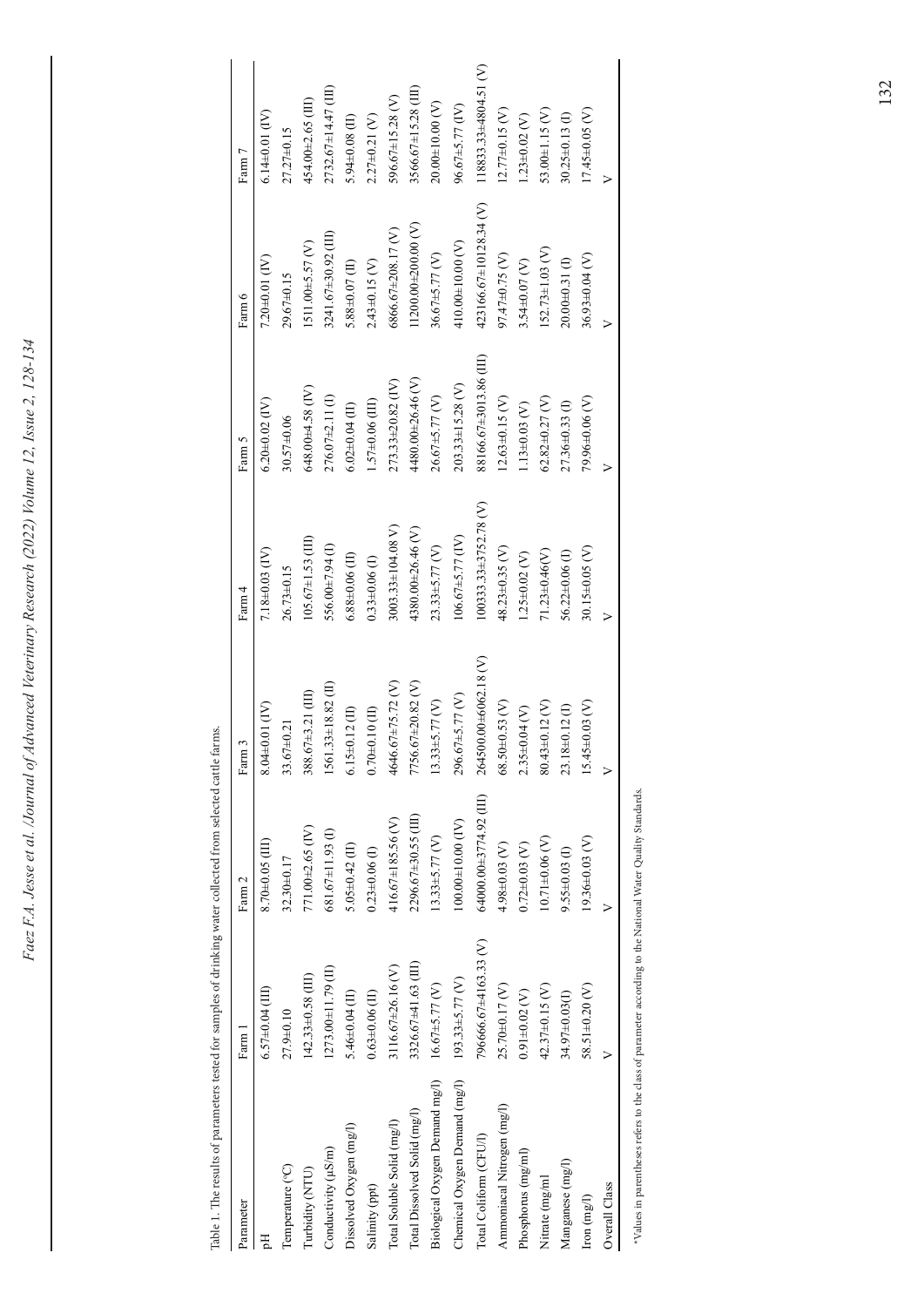Table 1. The results of parameters tested for samples of drinking water collected from selected cattle farms.

| Parameter | Farm 1 | Farm 2 | Farm 3 | Farm 4 | Farm 5 | Farm 6 | Farm 7 |
|---|---|---|---|---|---|---|---|
| pH | 6.57±0.04 (III) | 8.70±0.05 (III) | 8.04±0.01 (IV) | 7.18±0.03 (IV) | 6.20±0.02 (IV) | 7.20±0.01 (IV) | 6.14±0.01 (IV) |
| Temperature (°C) | 27.9±0.10 | 32.30±0.17 | 33.67±0.21 | 26.73±0.15 | 30.57±0.06 | 29.67±0.15 | 27.27±0.15 |
| Turbidity (NTU) | 142.33±0.58 (III) | 771.00±2.65 (IV) | 388.67±3.21 (III) | 105.67±1.53 (III) | 648.00±4.58 (IV) | 1511.00±5.57 (V) | 454.00±2.65 (III) |
| Conductivity (µS/m) | 1273.00±11.79 (I) | 681.67±11.93 (I) | 1561.33±18.82 (II) | 556.00±7.94 (I) | 276.07±2.11 (I) | 3241.67±30.92 (III) | 2732.67±14.47 (III) |
| Dissolved Oxygen (mg/l) | 5.46±0.04 (II) | 5.05±0.42 (II) | 6.15±0.12 (II) | 6.88±0.06 (II) | 6.02±0.04 (II) | 5.88±0.07 (II) | 5.94±0.08 (II) |
| Salinity (ppt) | 0.63±0.06 (II) | 0.23±0.06 (I) | 0.70±0.10 (II) | 0.33±0.06 (I) | 1.57±0.06 (III) | 2.43±0.15 (V) | 2.27±0.21 (V) |
| Total Soluble Solid (mg/l) | 3116.67±26.16 (V) | 416.67±185.56 (V) | 4646.67±75.72 (V) | 3003.33±104.08 V) | 273.33±20.82 (IV) | 6866.67±208.17 (V) | 596.67±15.28 (V) |
| Total Dissolved Solid (mg/l) | 3326.67±41.63 (III) | 2296.67±30.55 (III) | 7756.67±20.82 (V) | 4380.00±26.46 (V) | 4480.00±26.46 (V) | 11200.00±200.00 (V) | 3566.67±15.28 (III) |
| Biological Oxygen Demand mg/l) | 16.67±5.77 (V) | 13.33±5.77 (V) | 13.33±5.77 (V) | 23.33±5.77 (V) | 26.67±5.77 (V) | 36.67±5.77 (V) | 20.00±10.00 (V) |
| Chemical Oxygen Demand (mg/l) | 193.33±5.77 (V) | 100.00±10.00 (IV) | 296.67±5.77 (V) | 106.67±5.77 (IV) | 203.33±15.28 (V) | 410.00±10.00 (V) | 96.67±5.77 (IV) |
| Total Coliform (CFU/l) | 796666.67±4163.33 (V) | 64000.00±3774.92 (III) | 264500.00±6062.18 (V) | 100333.33±3752.78 (V) | 88166.67±3013.86 (III) | 423166.67±10128.34 (V) | 118833.33±4804.51 (V) |
| Ammoniacal Nitrogen (mg/l) | 25.70±0.17 (V) | 4.98±0.03 (V) | 68.50±0.53 (V) | 48.23±0.35 (V) | 12.63±0.15 (V) | 97.47±0.75 (V) | 12.77±0.15 (V) |
| Phosphorus (mg/ml) | 0.91±0.02 (V) | 0.72±0.03 (V) | 2.35±0.04 (V) | 1.25±0.02 (V) | 1.13±0.03 (V) | 3.54±0.07 (V) | 1.23±0.02 (V) |
| Nitrate (mg/ml | 42.37±0.15 (V) | 10.71±0.06 (V) | 80.43±0.12 (V) | 71.23±0.46(V) | 62.82±0.27 (V) | 152.73±1.03 (V) | 53.00±1.15 (V) |
| Manganese (mg/l) | 34.97±0.03(I) | 9.55±0.03 (I) | 23.18±0.12 (I) | 56.22±0.06 (I) | 27.36±0.33 (I) | 20.00±0.31 (I) | 30.25±0.13 (I) |
| Iron (mg/l) | 58.51±0.20 (V) | 19.36±0.03 (V) | 15.45±0.03 (V) | 30.15±0.05 (V) | 79.96±0.06 (V) | 36.93±0.04 (V) | 17.45±0.05 (V) |
| Overall Class | V | V | V | V | V | V | V |

*Values in parentheses refers to the class of parameter according to the National Water Quality Standards.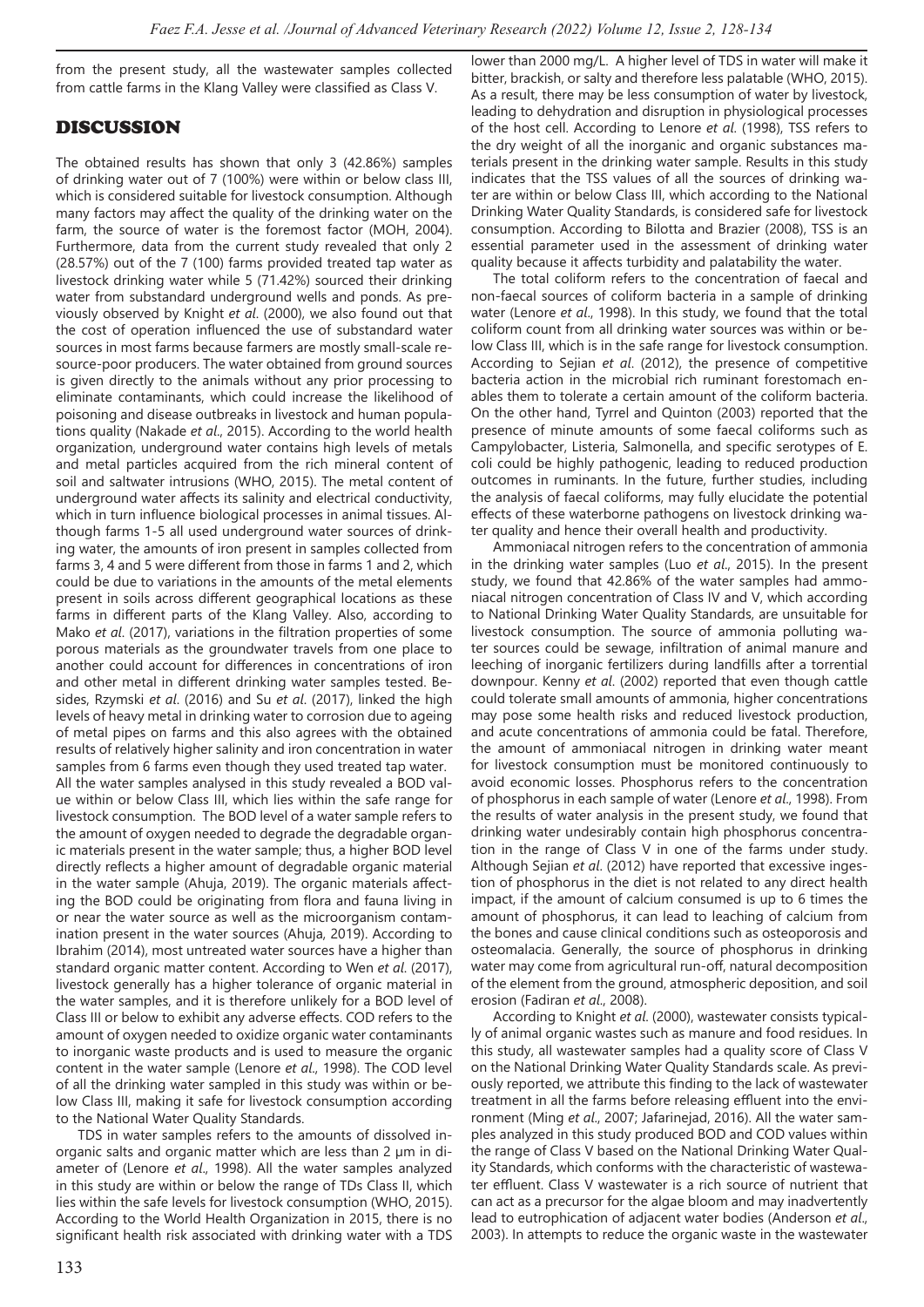from the present study, all the wastewater samples collected from cattle farms in the Klang Valley were classified as Class V.

## DISCUSSION

The obtained results has shown that only 3 (42.86%) samples of drinking water out of 7 (100%) were within or below class III, which is considered suitable for livestock consumption. Although many factors may affect the quality of the drinking water on the farm, the source of water is the foremost factor (MOH, 2004). Furthermore, data from the current study revealed that only 2 (28.57%) out of the 7 (100) farms provided treated tap water as livestock drinking water while 5 (71.42%) sourced their drinking water from substandard underground wells and ponds. As previously observed by Knight *et al*. (2000), we also found out that the cost of operation influenced the use of substandard water sources in most farms because farmers are mostly small-scale resource-poor producers. The water obtained from ground sources is given directly to the animals without any prior processing to eliminate contaminants, which could increase the likelihood of poisoning and disease outbreaks in livestock and human populations quality (Nakade *et al*., 2015). According to the world health organization, underground water contains high levels of metals and metal particles acquired from the rich mineral content of soil and saltwater intrusions (WHO, 2015). The metal content of underground water affects its salinity and electrical conductivity, which in turn influence biological processes in animal tissues. Although farms 1-5 all used underground water sources of drinking water, the amounts of iron present in samples collected from farms 3, 4 and 5 were different from those in farms 1 and 2, which could be due to variations in the amounts of the metal elements present in soils across different geographical locations as these farms in different parts of the Klang Valley. Also, according to Mako *et al*. (2017), variations in the filtration properties of some porous materials as the groundwater travels from one place to another could account for differences in concentrations of iron and other metal in different drinking water samples tested. Besides, Rzymski *et al*. (2016) and Su *et al*. (2017), linked the high levels of heavy metal in drinking water to corrosion due to ageing of metal pipes on farms and this also agrees with the obtained results of relatively higher salinity and iron concentration in water samples from 6 farms even though they used treated tap water.

All the water samples analysed in this study revealed a BOD value within or below Class III, which lies within the safe range for livestock consumption. The BOD level of a water sample refers to the amount of oxygen needed to degrade the degradable organic materials present in the water sample; thus, a higher BOD level directly reflects a higher amount of degradable organic material in the water sample (Ahuja, 2019). The organic materials affecting the BOD could be originating from flora and fauna living in or near the water source as well as the microorganism contamination present in the water sources (Ahuja, 2019). According to Ibrahim (2014), most untreated water sources have a higher than standard organic matter content. According to Wen *et al*. (2017), livestock generally has a higher tolerance of organic material in the water samples, and it is therefore unlikely for a BOD level of Class III or below to exhibit any adverse effects. COD refers to the amount of oxygen needed to oxidize organic water contaminants to inorganic waste products and is used to measure the organic content in the water sample (Lenore *et al*., 1998). The COD level of all the drinking water sampled in this study was within or below Class III, making it safe for livestock consumption according to the National Water Quality Standards.

TDS in water samples refers to the amounts of dissolved inorganic salts and organic matter which are less than 2 µm in diameter of (Lenore *et al*., 1998). All the water samples analyzed in this study are within or below the range of TDs Class II, which lies within the safe levels for livestock consumption (WHO, 2015). According to the World Health Organization in 2015, there is no significant health risk associated with drinking water with a TDS lower than 2000 mg/L. A higher level of TDS in water will make it bitter, brackish, or salty and therefore less palatable (WHO, 2015). As a result, there may be less consumption of water by livestock, leading to dehydration and disruption in physiological processes of the host cell. According to Lenore *et al*. (1998), TSS refers to the dry weight of all the inorganic and organic substances materials present in the drinking water sample. Results in this study indicates that the TSS values of all the sources of drinking water are within or below Class III, which according to the National Drinking Water Quality Standards, is considered safe for livestock consumption. According to Bilotta and Brazier (2008), TSS is an essential parameter used in the assessment of drinking water quality because it affects turbidity and palatability the water.

The total coliform refers to the concentration of faecal and non-faecal sources of coliform bacteria in a sample of drinking water (Lenore *et al*., 1998). In this study, we found that the total coliform count from all drinking water sources was within or below Class III, which is in the safe range for livestock consumption. According to Sejian *et al*. (2012), the presence of competitive bacteria action in the microbial rich ruminant forestomach enables them to tolerate a certain amount of the coliform bacteria. On the other hand, Tyrrel and Quinton (2003) reported that the presence of minute amounts of some faecal coliforms such as Campylobacter, Listeria, Salmonella, and specific serotypes of E. coli could be highly pathogenic, leading to reduced production outcomes in ruminants. In the future, further studies, including the analysis of faecal coliforms, may fully elucidate the potential effects of these waterborne pathogens on livestock drinking water quality and hence their overall health and productivity.

Ammoniacal nitrogen refers to the concentration of ammonia in the drinking water samples (Luo *et al*., 2015). In the present study, we found that 42.86% of the water samples had ammoniacal nitrogen concentration of Class IV and V, which according to National Drinking Water Quality Standards, are unsuitable for livestock consumption. The source of ammonia polluting water sources could be sewage, infiltration of animal manure and leeching of inorganic fertilizers during landfills after a torrential downpour. Kenny *et al*. (2002) reported that even though cattle could tolerate small amounts of ammonia, higher concentrations may pose some health risks and reduced livestock production, and acute concentrations of ammonia could be fatal. Therefore, the amount of ammoniacal nitrogen in drinking water meant for livestock consumption must be monitored continuously to avoid economic losses. Phosphorus refers to the concentration of phosphorus in each sample of water (Lenore *et al*., 1998). From the results of water analysis in the present study, we found that drinking water undesirably contain high phosphorus concentration in the range of Class V in one of the farms under study. Although Sejian *et al*. (2012) have reported that excessive ingestion of phosphorus in the diet is not related to any direct health impact, if the amount of calcium consumed is up to 6 times the amount of phosphorus, it can lead to leaching of calcium from the bones and cause clinical conditions such as osteoporosis and osteomalacia. Generally, the source of phosphorus in drinking water may come from agricultural run-off, natural decomposition of the element from the ground, atmospheric deposition, and soil erosion (Fadiran *et al*., 2008).

According to Knight *et al*. (2000), wastewater consists typically of animal organic wastes such as manure and food residues. In this study, all wastewater samples had a quality score of Class V on the National Drinking Water Quality Standards scale. As previously reported, we attribute this finding to the lack of wastewater treatment in all the farms before releasing effluent into the environment (Ming *et al*., 2007; Jafarinejad, 2016). All the water samples analyzed in this study produced BOD and COD values within the range of Class V based on the National Drinking Water Quality Standards, which conforms with the characteristic of wastewater effluent. Class V wastewater is a rich source of nutrient that can act as a precursor for the algae bloom and may inadvertently lead to eutrophication of adjacent water bodies (Anderson *et al*., 2003). In attempts to reduce the organic waste in the wastewater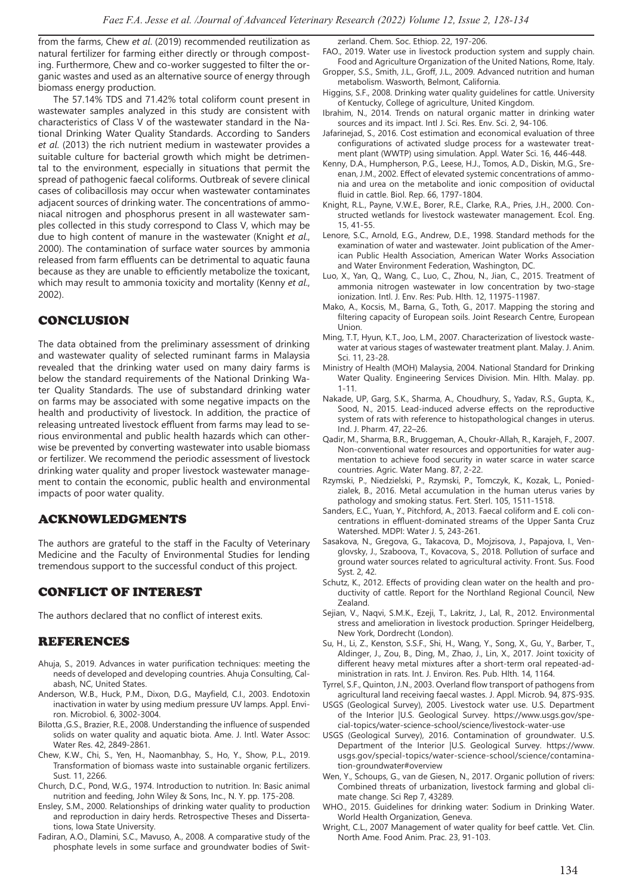from the farms, Chew *et al.* (2019) recommended reutilization as natural fertilizer for farming either directly or through composting. Furthermore, Chew and co-worker suggested to filter the organic wastes and used as an alternative source of energy through biomass energy production.

The 57.14% TDS and 71.42% total coliform count present in wastewater samples analyzed in this study are consistent with characteristics of Class V of the wastewater standard in the National Drinking Water Quality Standards. According to Sanders *et al.* (2013) the rich nutrient medium in wastewater provides a suitable culture for bacterial growth which might be detrimental to the environment, especially in situations that permit the spread of pathogenic faecal coliforms. Outbreak of severe clinical cases of colibacillosis may occur when wastewater contaminates adjacent sources of drinking water. The concentrations of ammoniacal nitrogen and phosphorus present in all wastewater samples collected in this study correspond to Class V, which may be due to high content of manure in the wastewater (Knight *et al.*, 2000). The contamination of surface water sources by ammonia released from farm effluents can be detrimental to aquatic fauna because as they are unable to efficiently metabolize the toxicant, which may result to ammonia toxicity and mortality (Kenny *et al.*, 2002).

## CONCLUSION

The data obtained from the preliminary assessment of drinking and wastewater quality of selected ruminant farms in Malaysia revealed that the drinking water used on many dairy farms is below the standard requirements of the National Drinking Water Quality Standards. The use of substandard drinking water on farms may be associated with some negative impacts on the health and productivity of livestock. In addition, the practice of releasing untreated livestock effluent from farms may lead to serious environmental and public health hazards which can otherwise be prevented by converting wastewater into usable biomass or fertilizer. We recommend the periodic assessment of livestock drinking water quality and proper livestock wastewater management to contain the economic, public health and environmental impacts of poor water quality.

## ACKNOWLEDGMENTS

The authors are grateful to the staff in the Faculty of Veterinary Medicine and the Faculty of Environmental Studies for lending tremendous support to the successful conduct of this project.

## CONFLICT OF INTEREST

The authors declared that no conflict of interest exits.

## REFERENCES

- Ahuja, S., 2019. Advances in water purification techniques: meeting the needs of developed and developing countries. Ahuja Consulting, Calabash, NC, United States.
- Anderson, W.B., Huck, P.M., Dixon, D.G., Mayfield, C.I., 2003. Endotoxin inactivation in water by using medium pressure UV lamps. Appl. Environ. Microbiol. 6, 3002-3004.
- Bilotta ,G.S., Brazier, R.E., 2008. Understanding the influence of suspended solids on water quality and aquatic biota. Ame. J. Intl. Water Assoc: Water Res. 42, 2849-2861.
- Chew, K.W., Chi, S., Yen, H., Naomanbhay, S., Ho, Y., Show, P.L., 2019. Transformation of biomass waste into sustainable organic fertilizers. Sust. 11, 2266.
- Church, D.C., Pond, W.G., 1974. Introduction to nutrition. In: Basic animal nutrition and feeding, John Wiley & Sons, Inc., N. Y. pp. 175-208.
- Ensley, S.M., 2000. Relationships of drinking water quality to production and reproduction in dairy herds. Retrospective Theses and Dissertations, Iowa State University.
- Fadiran, A.O., Dlamini, S.C., Mavuso, A., 2008. A comparative study of the phosphate levels in some surface and groundwater bodies of Switzerland. Chem. Soc. Ethiop. 22, 197-206.
- FAO., 2019. Water use in livestock production system and supply chain. Food and Agriculture Organization of the United Nations, Rome, Italy.
- Gropper, S.S., Smith, J.L., Groff, J.L., 2009. Advanced nutrition and human metabolism. Wasworth, Belmont, California.
- Higgins, S.F., 2008. Drinking water quality guidelines for cattle. University of Kentucky, College of agriculture, United Kingdom.
- Ibrahim, N., 2014. Trends on natural organic matter in drinking water sources and its impact. Intl J. Sci. Res. Env. Sci. 2, 94-106.
- Jafarinejad, S., 2016. Cost estimation and economical evaluation of three configurations of activated sludge process for a wastewater treatment plant (WWTP) using simulation. Appl. Water Sci. 16, 446-448.
- Kenny, D.A., Humpherson, P.G., Leese, H.J., Tomos, A.D., Diskin, M.G., Sreenan, J.M., 2002. Effect of elevated systemic concentrations of ammonia and urea on the metabolite and ionic composition of oviductal fluid in cattle. Biol. Rep. 66, 1797-1804.
- Knight, R.L., Payne, V.W.E., Borer, R.E., Clarke, R.A., Pries, J.H., 2000. Constructed wetlands for livestock wastewater management. Ecol. Eng. 15, 41-55.
- Lenore, S.C., Arnold, E.G., Andrew, D.E., 1998. Standard methods for the examination of water and wastewater. Joint publication of the American Public Health Association, American Water Works Association and Water Environment Federation, Washington, DC.
- Luo, X., Yan, Q., Wang, C., Luo, C., Zhou, N., Jian, C., 2015. Treatment of ammonia nitrogen wastewater in low concentration by two-stage ionization. Intl. J. Env. Res: Pub. Hlth. 12, 11975-11987.
- Mako, A., Kocsis, M., Barna, G., Toth, G., 2017. Mapping the storing and filtering capacity of European soils. Joint Research Centre, European Union.
- Ming, T.T, Hyun, K.T., Joo, L.M., 2007. Characterization of livestock wastewater at various stages of wastewater treatment plant. Malay. J. Anim. Sci. 11, 23-28.
- Ministry of Health (MOH) Malaysia, 2004. National Standard for Drinking Water Quality. Engineering Services Division. Min. Hlth. Malay. pp. 1-11.
- Nakade, UP, Garg, S.K., Sharma, A., Choudhury, S., Yadav, R.S., Gupta, K., Sood, N., 2015. Lead-induced adverse effects on the reproductive system of rats with reference to histopathological changes in uterus. Ind. J. Pharm. 47, 22–26.
- Qadir, M., Sharma, B.R., Bruggeman, A., Choukr-Allah, R., Karajeh, F., 2007. Non-conventional water resources and opportunities for water augmentation to achieve food security in water scarce in water scarce countries. Agric. Water Mang. 87, 2-22.
- Rzymski, P., Niedzielski, P., Rzymski, P., Tomczyk, K., Kozak, L., Poniedzialek, B., 2016. Metal accumulation in the human uterus varies by pathology and smoking status. Fert. Sterl. 105, 1511-1518.
- Sanders, E.C., Yuan, Y., Pitchford, A., 2013. Faecal coliform and E. coli concentrations in effluent-dominated streams of the Upper Santa Cruz Watershed. MDPI: Water J. 5, 243-261.
- Sasakova, N., Gregova, G., Takacova, D., Mojzisova, J., Papajova, I., Venglovsky, J., Szaboova, T., Kovacova, S., 2018. Pollution of surface and ground water sources related to agricultural activity. Front. Sus. Food Syst. 2, 42.
- Schutz, K., 2012. Effects of providing clean water on the health and productivity of cattle. Report for the Northland Regional Council, New Zealand.
- Sejian, V., Naqvi, S.M.K., Ezeji, T., Lakritz, J., Lal, R., 2012. Environmental stress and amelioration in livestock production. Springer Heidelberg, New York, Dordrecht (London).
- Su, H., Li, Z., Kenston, S.S.F., Shi, H., Wang, Y., Song, X., Gu, Y., Barber, T., Aldinger, J., Zou, B., Ding, M., Zhao, J., Lin, X., 2017. Joint toxicity of different heavy metal mixtures after a short-term oral repeated-administration in rats. Int. J. Environ. Res. Pub. Hlth. 14, 1164.
- Tyrrel, S.F., Quinton, J.N., 2003. Overland flow transport of pathogens from agricultural land receiving faecal wastes. J. Appl. Microb. 94, 87S-93S.
- USGS (Geological Survey), 2005. Livestock water use. U.S. Department of the Interior |U.S. Geological Survey. https://www.usgs.gov/special-topics/water-science-school/science/livestock-water-use
- USGS (Geological Survey), 2016. Contamination of groundwater. U.S. Department of the Interior |U.S. Geological Survey. https://www.usgs.gov/special-topics/water-science-school/science/contamination-groundwater#overview
- Wen, Y., Schoups, G., van de Giesen, N., 2017. Organic pollution of rivers: Combined threats of urbanization, livestock farming and global climate change. Sci Rep 7, 43289.
- WHO., 2015. Guidelines for drinking water: Sodium in Drinking Water. World Health Organization, Geneva.
- Wright, C.L., 2007 Management of water quality for beef cattle. Vet. Clin. North Ame. Food Anim. Prac. 23, 91-103.